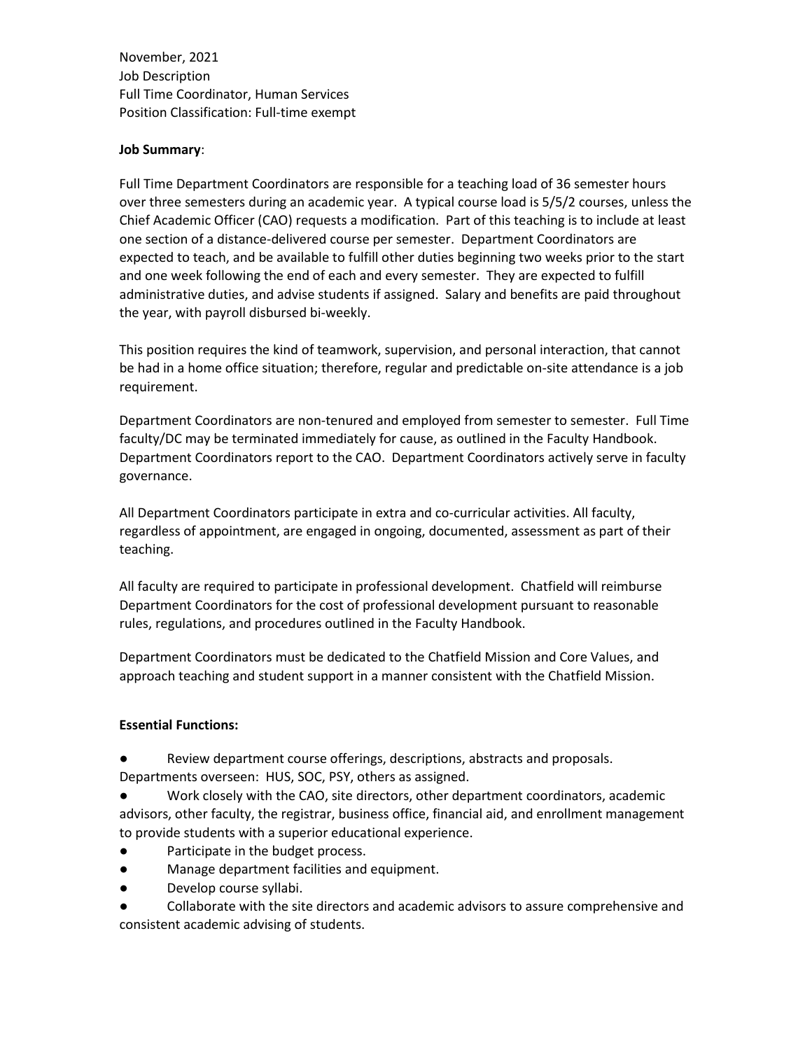November, 2021
Job Description
Full Time Coordinator, Human Services
Position Classification: Full-time exempt

**Job Summary**:

Full Time Department Coordinators are responsible for a teaching load of 36 semester hours over three semesters during an academic year. A typical course load is 5/5/2 courses, unless the Chief Academic Officer (CAO) requests a modification. Part of this teaching is to include at least one section of a distance-delivered course per semester. Department Coordinators are expected to teach, and be available to fulfill other duties beginning two weeks prior to the start and one week following the end of each and every semester. They are expected to fulfill administrative duties, and advise students if assigned. Salary and benefits are paid throughout the year, with payroll disbursed bi-weekly.

This position requires the kind of teamwork, supervision, and personal interaction, that cannot be had in a home office situation; therefore, regular and predictable on-site attendance is a job requirement.

Department Coordinators are non-tenured and employed from semester to semester. Full Time faculty/DC may be terminated immediately for cause, as outlined in the Faculty Handbook. Department Coordinators report to the CAO. Department Coordinators actively serve in faculty governance.

All Department Coordinators participate in extra and co-curricular activities. All faculty, regardless of appointment, are engaged in ongoing, documented, assessment as part of their teaching.

All faculty are required to participate in professional development. Chatfield will reimburse Department Coordinators for the cost of professional development pursuant to reasonable rules, regulations, and procedures outlined in the Faculty Handbook.

Department Coordinators must be dedicated to the Chatfield Mission and Core Values, and approach teaching and student support in a manner consistent with the Chatfield Mission.

**Essential Functions:**

- Review department course offerings, descriptions, abstracts and proposals. Departments overseen: HUS, SOC, PSY, others as assigned.
- Work closely with the CAO, site directors, other department coordinators, academic advisors, other faculty, the registrar, business office, financial aid, and enrollment management to provide students with a superior educational experience.
- Participate in the budget process.
- Manage department facilities and equipment.
- Develop course syllabi.
- Collaborate with the site directors and academic advisors to assure comprehensive and consistent academic advising of students.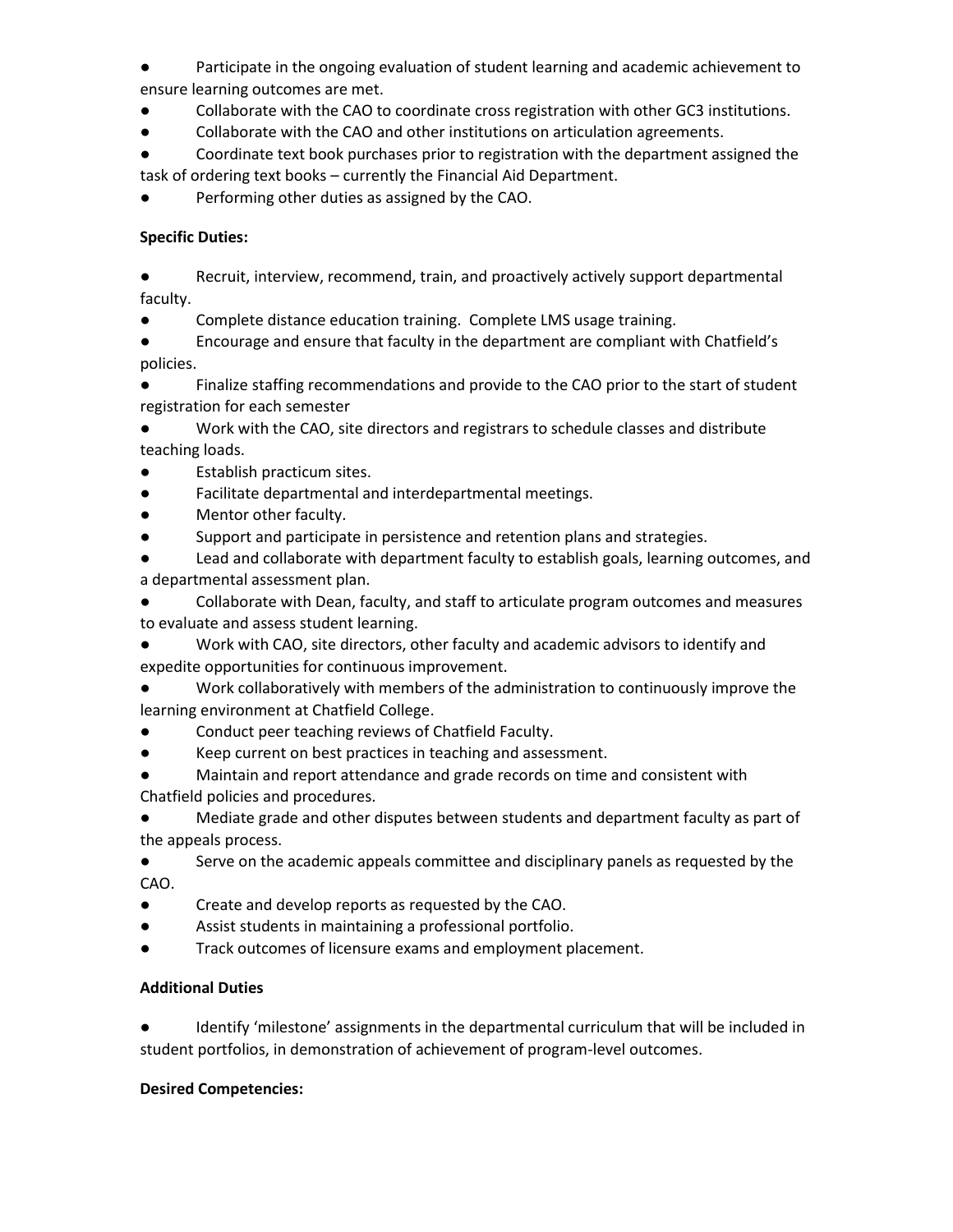- Participate in the ongoing evaluation of student learning and academic achievement to ensure learning outcomes are met.
- Collaborate with the CAO to coordinate cross registration with other GC3 institutions.
- Collaborate with the CAO and other institutions on articulation agreements.
- Coordinate text book purchases prior to registration with the department assigned the task of ordering text books – currently the Financial Aid Department.
- Performing other duties as assigned by the CAO.

**Specific Duties:**

- Recruit, interview, recommend, train, and proactively actively support departmental faculty.
- Complete distance education training. Complete LMS usage training.
- Encourage and ensure that faculty in the department are compliant with Chatfield's policies.
- Finalize staffing recommendations and provide to the CAO prior to the start of student registration for each semester
- Work with the CAO, site directors and registrars to schedule classes and distribute teaching loads.
- Establish practicum sites.
- Facilitate departmental and interdepartmental meetings.
- Mentor other faculty.
- Support and participate in persistence and retention plans and strategies.
- Lead and collaborate with department faculty to establish goals, learning outcomes, and a departmental assessment plan.
- Collaborate with Dean, faculty, and staff to articulate program outcomes and measures to evaluate and assess student learning.
- Work with CAO, site directors, other faculty and academic advisors to identify and expedite opportunities for continuous improvement.
- Work collaboratively with members of the administration to continuously improve the learning environment at Chatfield College.
- Conduct peer teaching reviews of Chatfield Faculty.
- Keep current on best practices in teaching and assessment.
- Maintain and report attendance and grade records on time and consistent with Chatfield policies and procedures.
- Mediate grade and other disputes between students and department faculty as part of the appeals process.
- Serve on the academic appeals committee and disciplinary panels as requested by the CAO.
- Create and develop reports as requested by the CAO.
- Assist students in maintaining a professional portfolio.
- Track outcomes of licensure exams and employment placement.

**Additional Duties**

- Identify 'milestone' assignments in the departmental curriculum that will be included in student portfolios, in demonstration of achievement of program-level outcomes.

**Desired Competencies:**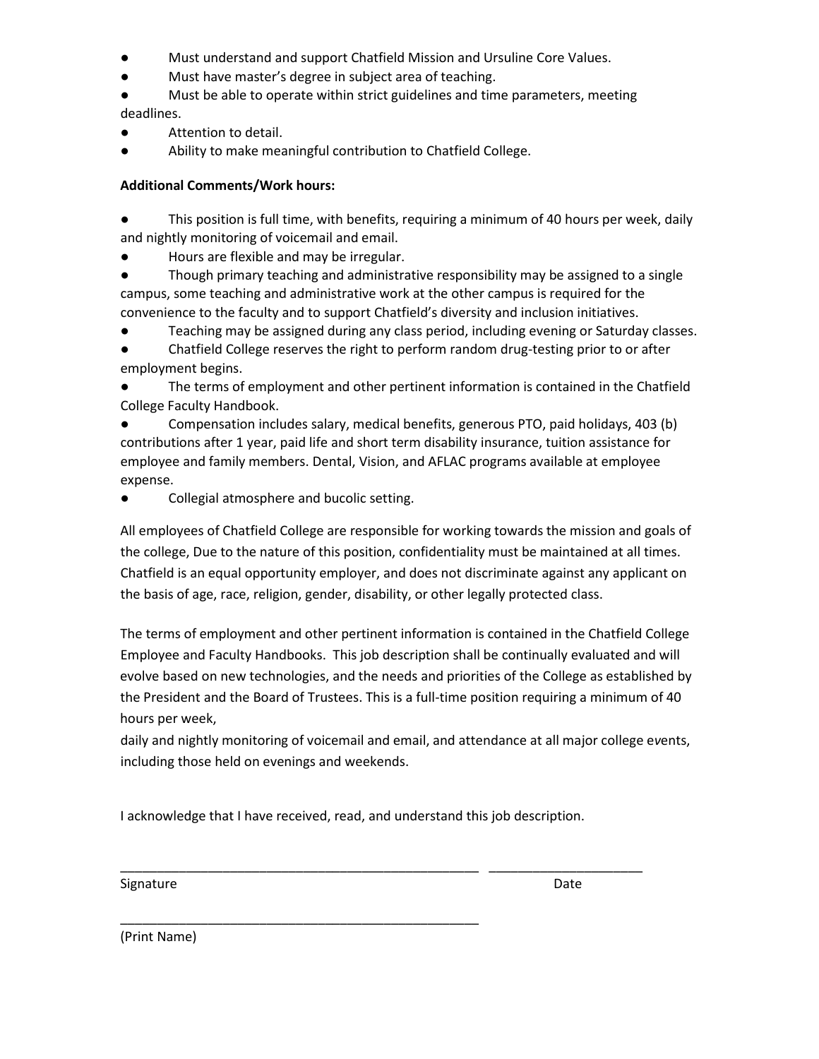- Must understand and support Chatfield Mission and Ursuline Core Values.
- Must have master's degree in subject area of teaching.
- Must be able to operate within strict guidelines and time parameters, meeting deadlines.
- Attention to detail.
- Ability to make meaningful contribution to Chatfield College.

**Additional Comments/Work hours:**

- This position is full time, with benefits, requiring a minimum of 40 hours per week, daily and nightly monitoring of voicemail and email.
- Hours are flexible and may be irregular.
- Though primary teaching and administrative responsibility may be assigned to a single campus, some teaching and administrative work at the other campus is required for the convenience to the faculty and to support Chatfield's diversity and inclusion initiatives.
- Teaching may be assigned during any class period, including evening or Saturday classes.
- Chatfield College reserves the right to perform random drug-testing prior to or after employment begins.
- The terms of employment and other pertinent information is contained in the Chatfield College Faculty Handbook.
- Compensation includes salary, medical benefits, generous PTO, paid holidays, 403 (b) contributions after 1 year, paid life and short term disability insurance, tuition assistance for employee and family members. Dental, Vision, and AFLAC programs available at employee expense.
- Collegial atmosphere and bucolic setting.

All employees of Chatfield College are responsible for working towards the mission and goals of the college, Due to the nature of this position, confidentiality must be maintained at all times. Chatfield is an equal opportunity employer, and does not discriminate against any applicant on the basis of age, race, religion, gender, disability, or other legally protected class.

The terms of employment and other pertinent information is contained in the Chatfield College Employee and Faculty Handbooks. This job description shall be continually evaluated and will evolve based on new technologies, and the needs and priorities of the College as established by the President and the Board of Trustees. This is a full-time position requiring a minimum of 40 hours per week,
daily and nightly monitoring of voicemail and email, and attendance at all major college events, including those held on evenings and weekends.

I acknowledge that I have received, read, and understand this job description.

\_\_\_\_\_\_\_\_\_\_\_\_\_\_\_\_\_\_\_\_\_\_\_\_\_\_\_\_\_\_\_\_\_\_\_\_\_\_\_\_\_\_\_\_\_\_\_\_ \_\_\_\_\_\_\_\_\_\_\_\_\_\_\_\_\_\_\_\_\_

Signature Date

\_\_\_\_\_\_\_\_\_\_\_\_\_\_\_\_\_\_\_\_\_\_\_\_\_\_\_\_\_\_\_\_\_\_\_\_\_\_\_\_\_\_\_\_\_\_\_\_

(Print Name)